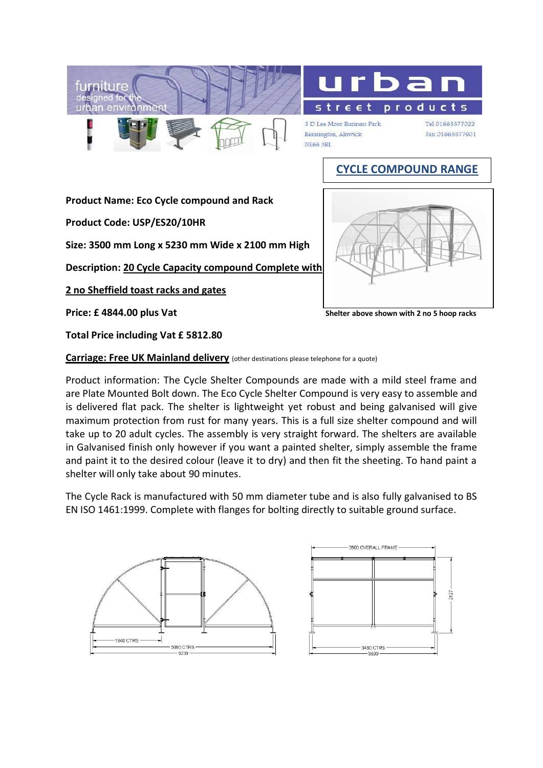furniture designed for the urban environment

**urban street products**

3 D Lee Moor Business Park
Rennington, Alnwick
NE66 3RL

Tel 01665577022
Fax 01665577901

## CYCLE COMPOUND RANGE

**Product Name: Eco Cycle compound and Rack**

**Product Code: USP/ES20/10HR**

**Size: 3500 mm Long x 5230 mm Wide x 2100 mm High**

**Description: 20 Cycle Capacity compound Complete with 2 no Sheffield toast racks and gates**

**Price: £ 4844.00 plus Vat**

**Total Price including Vat £ 5812.80**

**Shelter above shown with 2 no 5 hoop racks**

**Carriage: Free UK Mainland delivery** (other destinations please telephone for a quote)

Product information: The Cycle Shelter Compounds are made with a mild steel frame and are Plate Mounted Bolt down. The Eco Cycle Shelter Compound is very easy to assemble and is delivered flat pack. The shelter is lightweight yet robust and being galvanised will give maximum protection from rust for many years. This is a full size shelter compound and will take up to 20 adult cycles. The assembly is very straight forward. The shelters are available in Galvanised finish only however if you want a painted shelter, simply assemble the frame and paint it to the desired colour (leave it to dry) and then fit the sheeting. To hand paint a shelter will only take about 90 minutes.

The Cycle Rack is manufactured with 50 mm diameter tube and is also fully galvanised to BS EN ISO 1461:1999. Complete with flanges for bolting directly to suitable ground surface.

1940 CTRS
5080 CTRS
5230

3500 OVERALL FRAME
2127
3450 CTRS
3600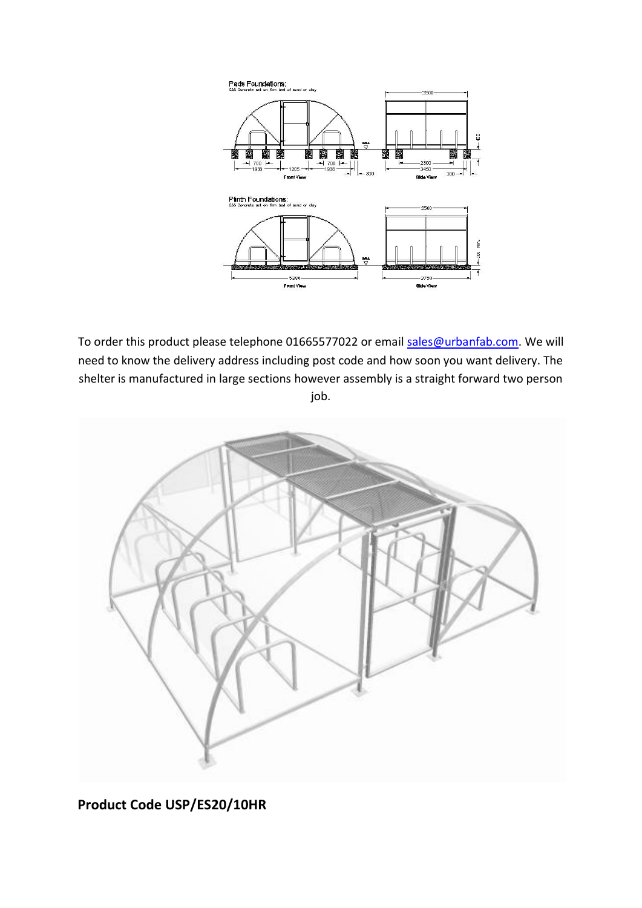Pads Foundations:
C35 Concrete set on firm bed of sand or clay

3500

400

700
1938
1205
1938
700
300
Front View

2300
3450
300
Side View

Plinth Foundations:
C35 Concrete set on firm bed of sand or clay

3500

300 Min.

5380
Front View

3750
Side View

To order this product please telephone 01665577022 or email sales@urbanfab.com. We will need to know the delivery address including post code and how soon you want delivery. The shelter is manufactured in large sections however assembly is a straight forward two person job.

**Product Code USP/ES20/10HR**